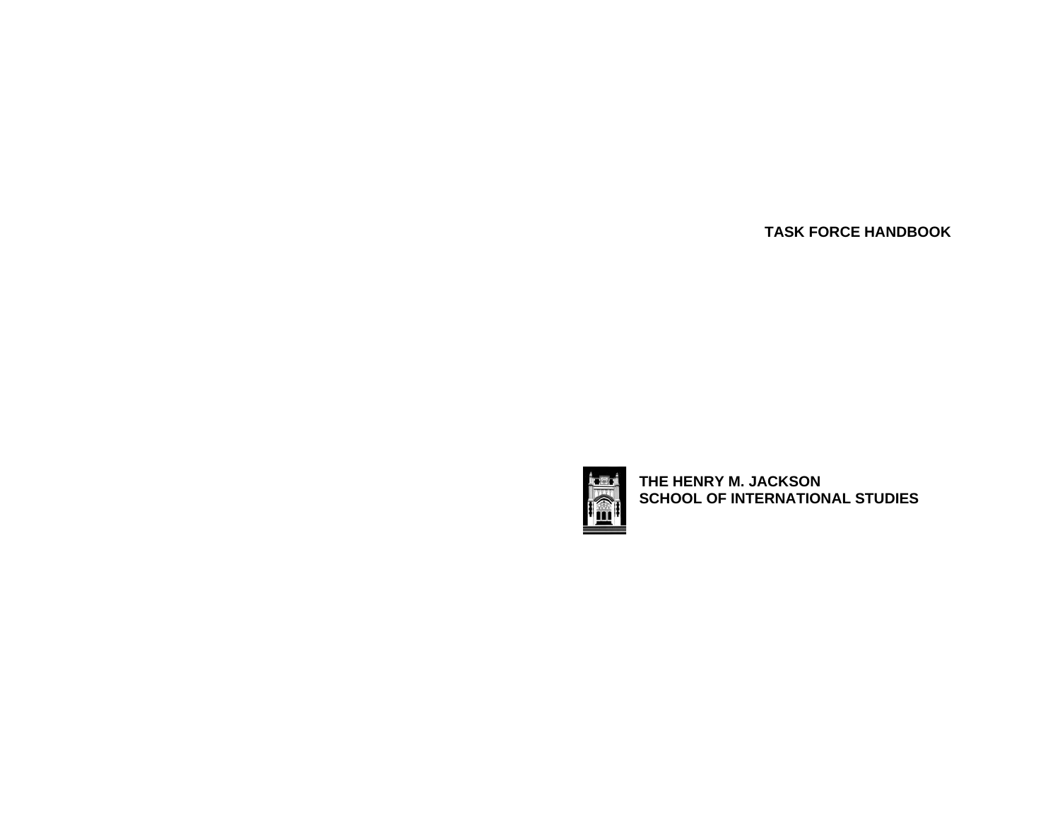# TASK FORCE HANDBOOK

**THE HENRY M. JACKSON**
**SCHOOL OF INTERNATIONAL STUDIES**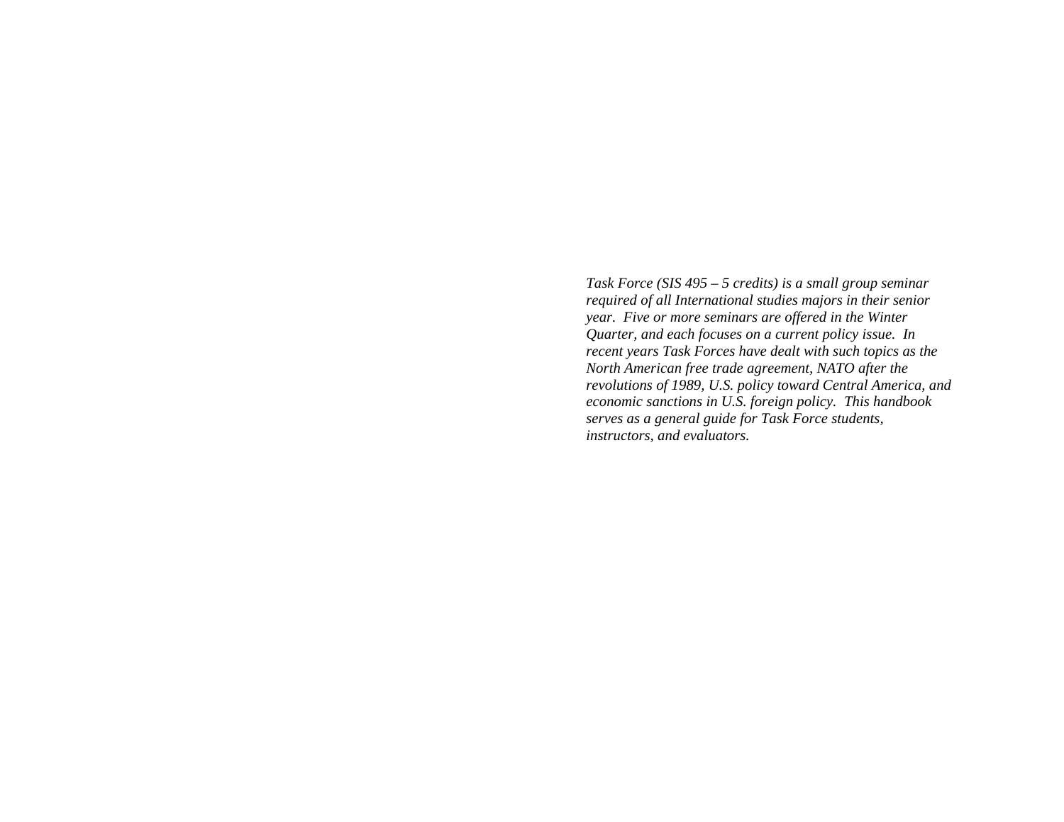*Task Force (SIS 495 – 5 credits) is a small group seminar required of all International studies majors in their senior year. Five or more seminars are offered in the Winter Quarter, and each focuses on a current policy issue. In recent years Task Forces have dealt with such topics as the North American free trade agreement, NATO after the revolutions of 1989, U.S. policy toward Central America, and economic sanctions in U.S. foreign policy. This handbook serves as a general guide for Task Force students, instructors, and evaluators.*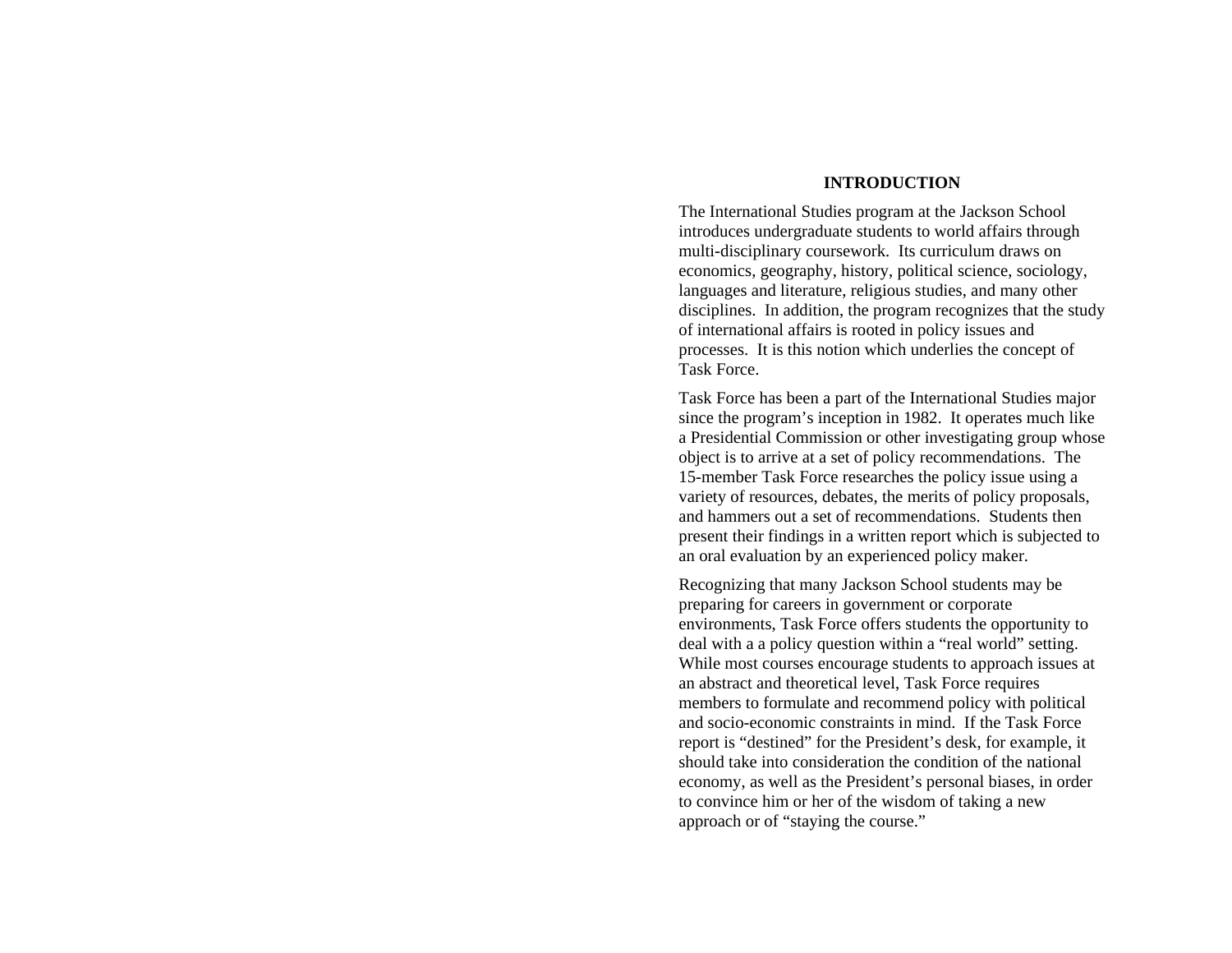# INTRODUCTION

The International Studies program at the Jackson School introduces undergraduate students to world affairs through multi-disciplinary coursework. Its curriculum draws on economics, geography, history, political science, sociology, languages and literature, religious studies, and many other disciplines. In addition, the program recognizes that the study of international affairs is rooted in policy issues and processes. It is this notion which underlies the concept of Task Force.

Task Force has been a part of the International Studies major since the program's inception in 1982. It operates much like a Presidential Commission or other investigating group whose object is to arrive at a set of policy recommendations. The 15-member Task Force researches the policy issue using a variety of resources, debates, the merits of policy proposals, and hammers out a set of recommendations. Students then present their findings in a written report which is subjected to an oral evaluation by an experienced policy maker.

Recognizing that many Jackson School students may be preparing for careers in government or corporate environments, Task Force offers students the opportunity to deal with a a policy question within a "real world" setting. While most courses encourage students to approach issues at an abstract and theoretical level, Task Force requires members to formulate and recommend policy with political and socio-economic constraints in mind. If the Task Force report is "destined" for the President's desk, for example, it should take into consideration the condition of the national economy, as well as the President's personal biases, in order to convince him or her of the wisdom of taking a new approach or of "staying the course."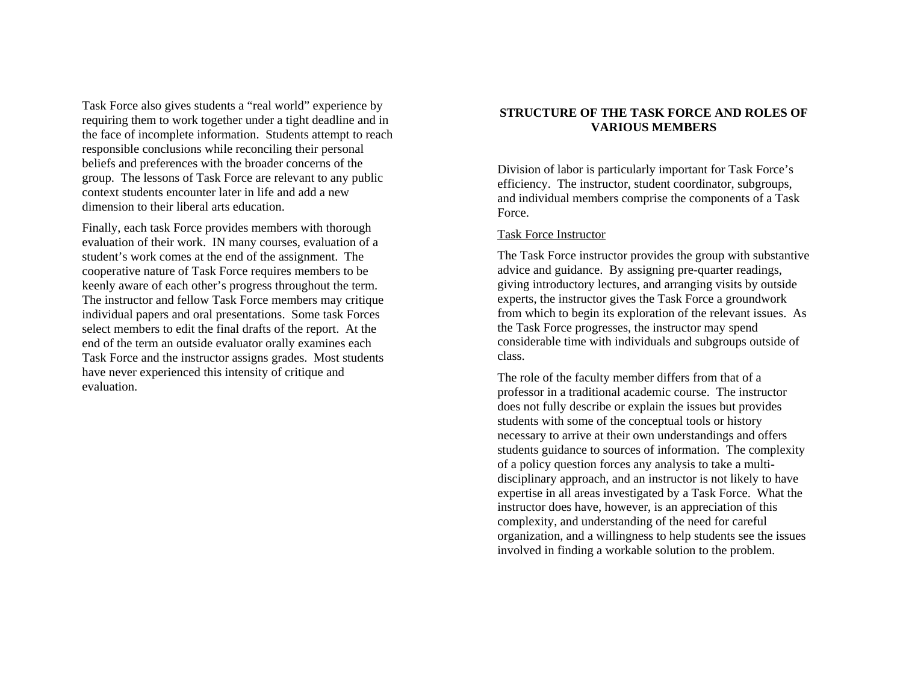Task Force also gives students a "real world" experience by requiring them to work together under a tight deadline and in the face of incomplete information. Students attempt to reach responsible conclusions while reconciling their personal beliefs and preferences with the broader concerns of the group. The lessons of Task Force are relevant to any public context students encounter later in life and add a new dimension to their liberal arts education.

Finally, each task Force provides members with thorough evaluation of their work. IN many courses, evaluation of a student's work comes at the end of the assignment. The cooperative nature of Task Force requires members to be keenly aware of each other's progress throughout the term. The instructor and fellow Task Force members may critique individual papers and oral presentations. Some task Forces select members to edit the final drafts of the report. At the end of the term an outside evaluator orally examines each Task Force and the instructor assigns grades. Most students have never experienced this intensity of critique and evaluation.

## STRUCTURE OF THE TASK FORCE AND ROLES OF VARIOUS MEMBERS

Division of labor is particularly important for Task Force's efficiency. The instructor, student coordinator, subgroups, and individual members comprise the components of a Task Force.

<u>Task Force Instructor</u>

The Task Force instructor provides the group with substantive advice and guidance. By assigning pre-quarter readings, giving introductory lectures, and arranging visits by outside experts, the instructor gives the Task Force a groundwork from which to begin its exploration of the relevant issues. As the Task Force progresses, the instructor may spend considerable time with individuals and subgroups outside of class.

The role of the faculty member differs from that of a professor in a traditional academic course. The instructor does not fully describe or explain the issues but provides students with some of the conceptual tools or history necessary to arrive at their own understandings and offers students guidance to sources of information. The complexity of a policy question forces any analysis to take a multi-disciplinary approach, and an instructor is not likely to have expertise in all areas investigated by a Task Force. What the instructor does have, however, is an appreciation of this complexity, and understanding of the need for careful organization, and a willingness to help students see the issues involved in finding a workable solution to the problem.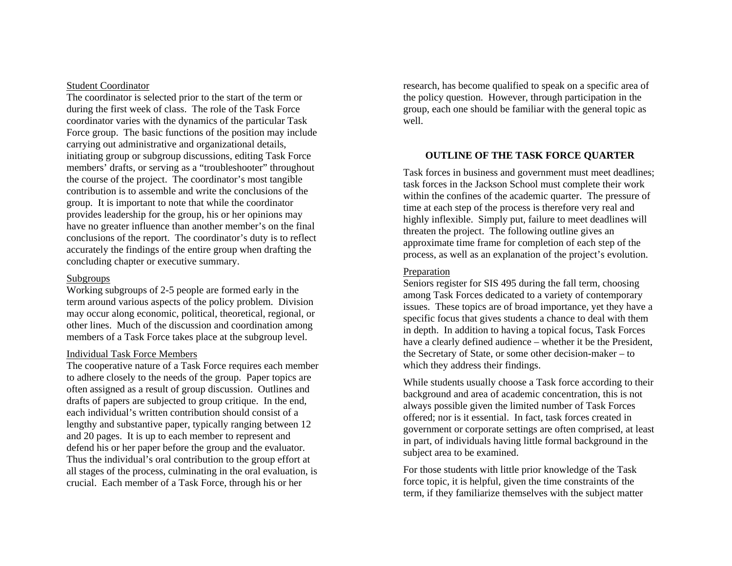Student Coordinator

The coordinator is selected prior to the start of the term or during the first week of class. The role of the Task Force coordinator varies with the dynamics of the particular Task Force group. The basic functions of the position may include carrying out administrative and organizational details, initiating group or subgroup discussions, editing Task Force members' drafts, or serving as a "troubleshooter" throughout the course of the project. The coordinator's most tangible contribution is to assemble and write the conclusions of the group. It is important to note that while the coordinator provides leadership for the group, his or her opinions may have no greater influence than another member's on the final conclusions of the report. The coordinator's duty is to reflect accurately the findings of the entire group when drafting the concluding chapter or executive summary.

Subgroups

Working subgroups of 2-5 people are formed early in the term around various aspects of the policy problem. Division may occur along economic, political, theoretical, regional, or other lines. Much of the discussion and coordination among members of a Task Force takes place at the subgroup level.

Individual Task Force Members

The cooperative nature of a Task Force requires each member to adhere closely to the needs of the group. Paper topics are often assigned as a result of group discussion. Outlines and drafts of papers are subjected to group critique. In the end, each individual's written contribution should consist of a lengthy and substantive paper, typically ranging between 12 and 20 pages. It is up to each member to represent and defend his or her paper before the group and the evaluator. Thus the individual's oral contribution to the group effort at all stages of the process, culminating in the oral evaluation, is crucial. Each member of a Task Force, through his or her research, has become qualified to speak on a specific area of the policy question. However, through participation in the group, each one should be familiar with the general topic as well.

## OUTLINE OF THE TASK FORCE QUARTER

Task forces in business and government must meet deadlines; task forces in the Jackson School must complete their work within the confines of the academic quarter. The pressure of time at each step of the process is therefore very real and highly inflexible. Simply put, failure to meet deadlines will threaten the project. The following outline gives an approximate time frame for completion of each step of the process, as well as an explanation of the project's evolution.

Preparation

Seniors register for SIS 495 during the fall term, choosing among Task Forces dedicated to a variety of contemporary issues. These topics are of broad importance, yet they have a specific focus that gives students a chance to deal with them in depth. In addition to having a topical focus, Task Forces have a clearly defined audience – whether it be the President, the Secretary of State, or some other decision-maker – to which they address their findings.

While students usually choose a Task force according to their background and area of academic concentration, this is not always possible given the limited number of Task Forces offered; nor is it essential. In fact, task forces created in government or corporate settings are often comprised, at least in part, of individuals having little formal background in the subject area to be examined.

For those students with little prior knowledge of the Task force topic, it is helpful, given the time constraints of the term, if they familiarize themselves with the subject matter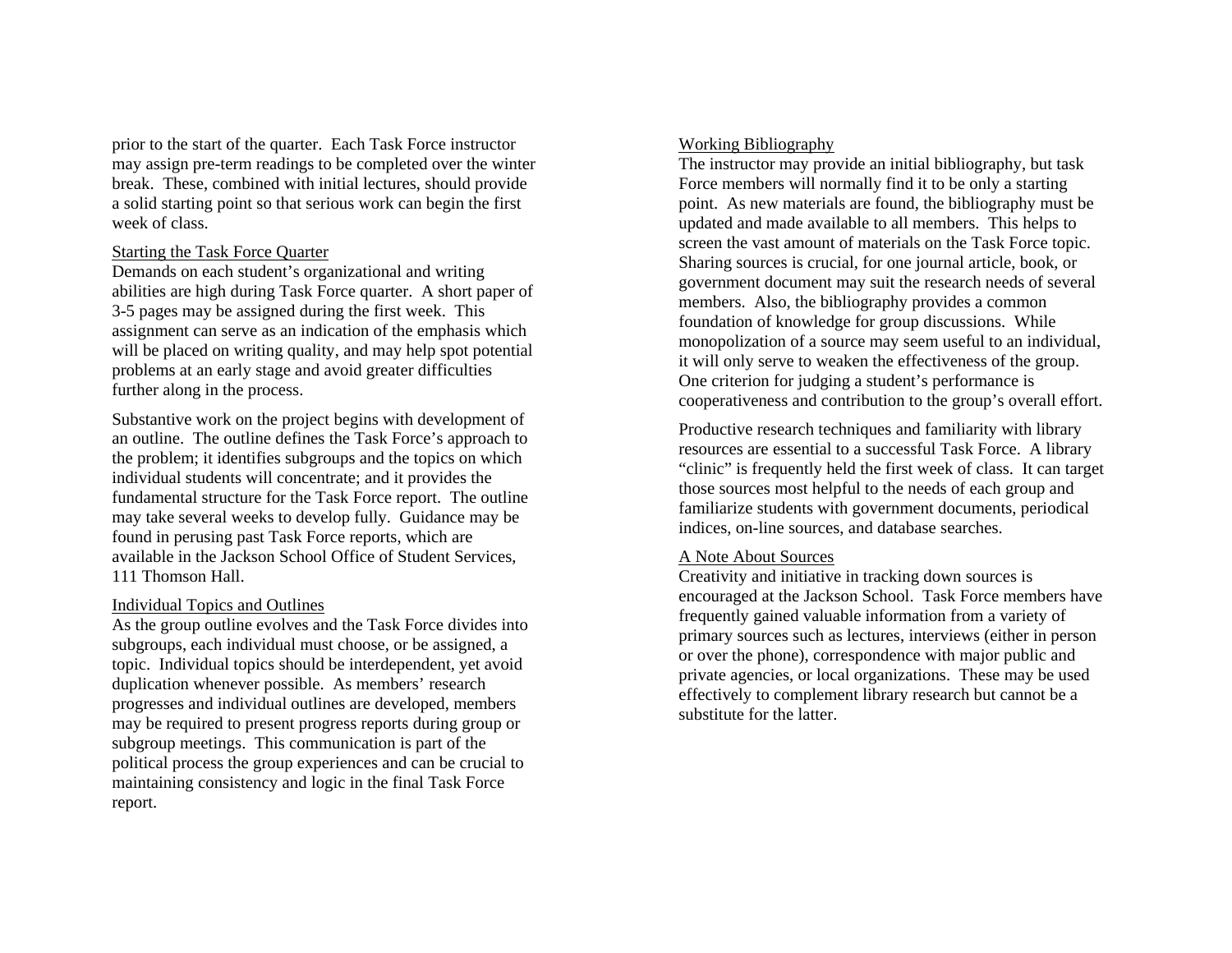prior to the start of the quarter. Each Task Force instructor may assign pre-term readings to be completed over the winter break. These, combined with initial lectures, should provide a solid starting point so that serious work can begin the first week of class.

### Starting the Task Force Quarter

Demands on each student's organizational and writing abilities are high during Task Force quarter. A short paper of 3-5 pages may be assigned during the first week. This assignment can serve as an indication of the emphasis which will be placed on writing quality, and may help spot potential problems at an early stage and avoid greater difficulties further along in the process.

Substantive work on the project begins with development of an outline. The outline defines the Task Force's approach to the problem; it identifies subgroups and the topics on which individual students will concentrate; and it provides the fundamental structure for the Task Force report. The outline may take several weeks to develop fully. Guidance may be found in perusing past Task Force reports, which are available in the Jackson School Office of Student Services, 111 Thomson Hall.

### Individual Topics and Outlines

As the group outline evolves and the Task Force divides into subgroups, each individual must choose, or be assigned, a topic. Individual topics should be interdependent, yet avoid duplication whenever possible. As members' research progresses and individual outlines are developed, members may be required to present progress reports during group or subgroup meetings. This communication is part of the political process the group experiences and can be crucial to maintaining consistency and logic in the final Task Force report.

### Working Bibliography

The instructor may provide an initial bibliography, but task Force members will normally find it to be only a starting point. As new materials are found, the bibliography must be updated and made available to all members. This helps to screen the vast amount of materials on the Task Force topic. Sharing sources is crucial, for one journal article, book, or government document may suit the research needs of several members. Also, the bibliography provides a common foundation of knowledge for group discussions. While monopolization of a source may seem useful to an individual, it will only serve to weaken the effectiveness of the group. One criterion for judging a student's performance is cooperativeness and contribution to the group's overall effort.

Productive research techniques and familiarity with library resources are essential to a successful Task Force. A library "clinic" is frequently held the first week of class. It can target those sources most helpful to the needs of each group and familiarize students with government documents, periodical indices, on-line sources, and database searches.

### A Note About Sources

Creativity and initiative in tracking down sources is encouraged at the Jackson School. Task Force members have frequently gained valuable information from a variety of primary sources such as lectures, interviews (either in person or over the phone), correspondence with major public and private agencies, or local organizations. These may be used effectively to complement library research but cannot be a substitute for the latter.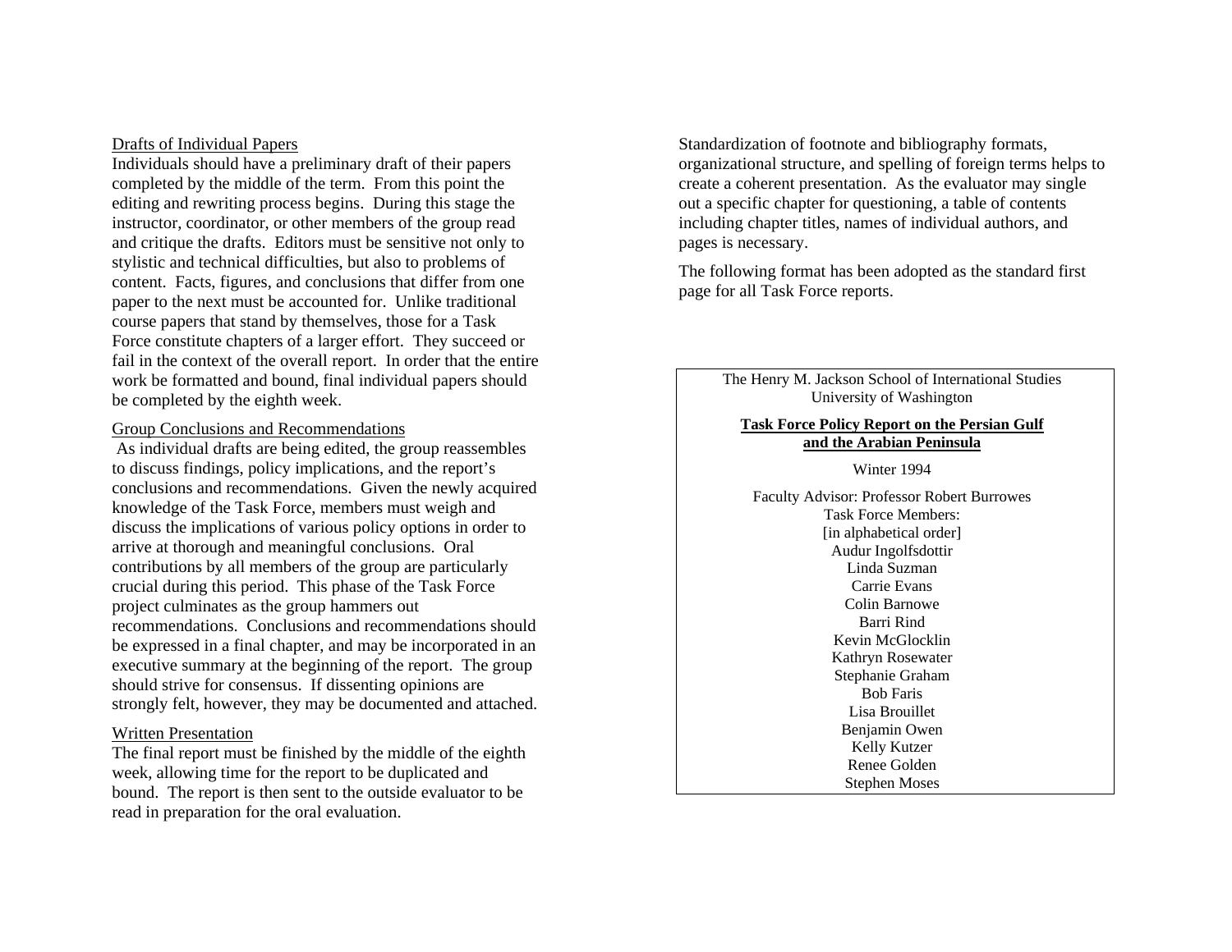### Drafts of Individual Papers

Individuals should have a preliminary draft of their papers completed by the middle of the term. From this point the editing and rewriting process begins. During this stage the instructor, coordinator, or other members of the group read and critique the drafts. Editors must be sensitive not only to stylistic and technical difficulties, but also to problems of content. Facts, figures, and conclusions that differ from one paper to the next must be accounted for. Unlike traditional course papers that stand by themselves, those for a Task Force constitute chapters of a larger effort. They succeed or fail in the context of the overall report. In order that the entire work be formatted and bound, final individual papers should be completed by the eighth week.

### Group Conclusions and Recommendations

As individual drafts are being edited, the group reassembles to discuss findings, policy implications, and the report's conclusions and recommendations. Given the newly acquired knowledge of the Task Force, members must weigh and discuss the implications of various policy options in order to arrive at thorough and meaningful conclusions. Oral contributions by all members of the group are particularly crucial during this period. This phase of the Task Force project culminates as the group hammers out recommendations. Conclusions and recommendations should be expressed in a final chapter, and may be incorporated in an executive summary at the beginning of the report. The group should strive for consensus. If dissenting opinions are strongly felt, however, they may be documented and attached.

### Written Presentation

The final report must be finished by the middle of the eighth week, allowing time for the report to be duplicated and bound. The report is then sent to the outside evaluator to be read in preparation for the oral evaluation.

Standardization of footnote and bibliography formats, organizational structure, and spelling of foreign terms helps to create a coherent presentation. As the evaluator may single out a specific chapter for questioning, a table of contents including chapter titles, names of individual authors, and pages is necessary.

The following format has been adopted as the standard first page for all Task Force reports.

---

The Henry M. Jackson School of International Studies
University of Washington

**Task Force Policy Report on the Persian Gulf and the Arabian Peninsula**

Winter 1994

Faculty Advisor: Professor Robert Burrowes
Task Force Members:
[in alphabetical order]
Audur Ingolfsdottir
Linda Suzman
Carrie Evans
Colin Barnowe
Barri Rind
Kevin McGlocklin
Kathryn Rosewater
Stephanie Graham
Bob Faris
Lisa Brouillet
Benjamin Owen
Kelly Kutzer
Renee Golden
Stephen Moses

---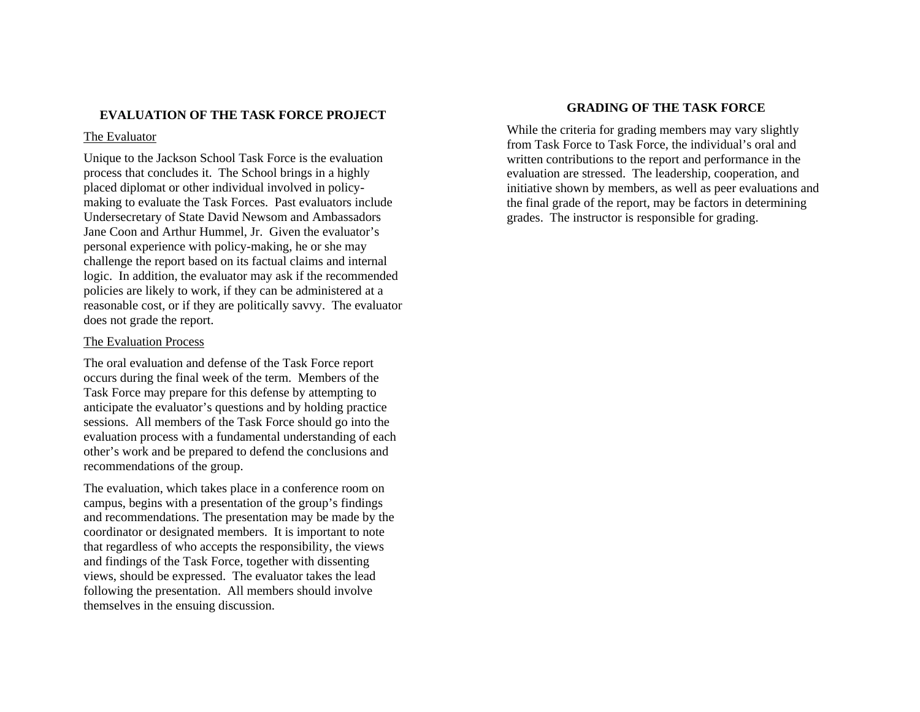## EVALUATION OF THE TASK FORCE PROJECT

### The Evaluator

Unique to the Jackson School Task Force is the evaluation process that concludes it. The School brings in a highly placed diplomat or other individual involved in policy-making to evaluate the Task Forces. Past evaluators include Undersecretary of State David Newsom and Ambassadors Jane Coon and Arthur Hummel, Jr. Given the evaluator's personal experience with policy-making, he or she may challenge the report based on its factual claims and internal logic. In addition, the evaluator may ask if the recommended policies are likely to work, if they can be administered at a reasonable cost, or if they are politically savvy. The evaluator does not grade the report.

### The Evaluation Process

The oral evaluation and defense of the Task Force report occurs during the final week of the term. Members of the Task Force may prepare for this defense by attempting to anticipate the evaluator's questions and by holding practice sessions. All members of the Task Force should go into the evaluation process with a fundamental understanding of each other's work and be prepared to defend the conclusions and recommendations of the group.

The evaluation, which takes place in a conference room on campus, begins with a presentation of the group's findings and recommendations. The presentation may be made by the coordinator or designated members. It is important to note that regardless of who accepts the responsibility, the views and findings of the Task Force, together with dissenting views, should be expressed. The evaluator takes the lead following the presentation. All members should involve themselves in the ensuing discussion.

## GRADING OF THE TASK FORCE

While the criteria for grading members may vary slightly from Task Force to Task Force, the individual's oral and written contributions to the report and performance in the evaluation are stressed. The leadership, cooperation, and initiative shown by members, as well as peer evaluations and the final grade of the report, may be factors in determining grades. The instructor is responsible for grading.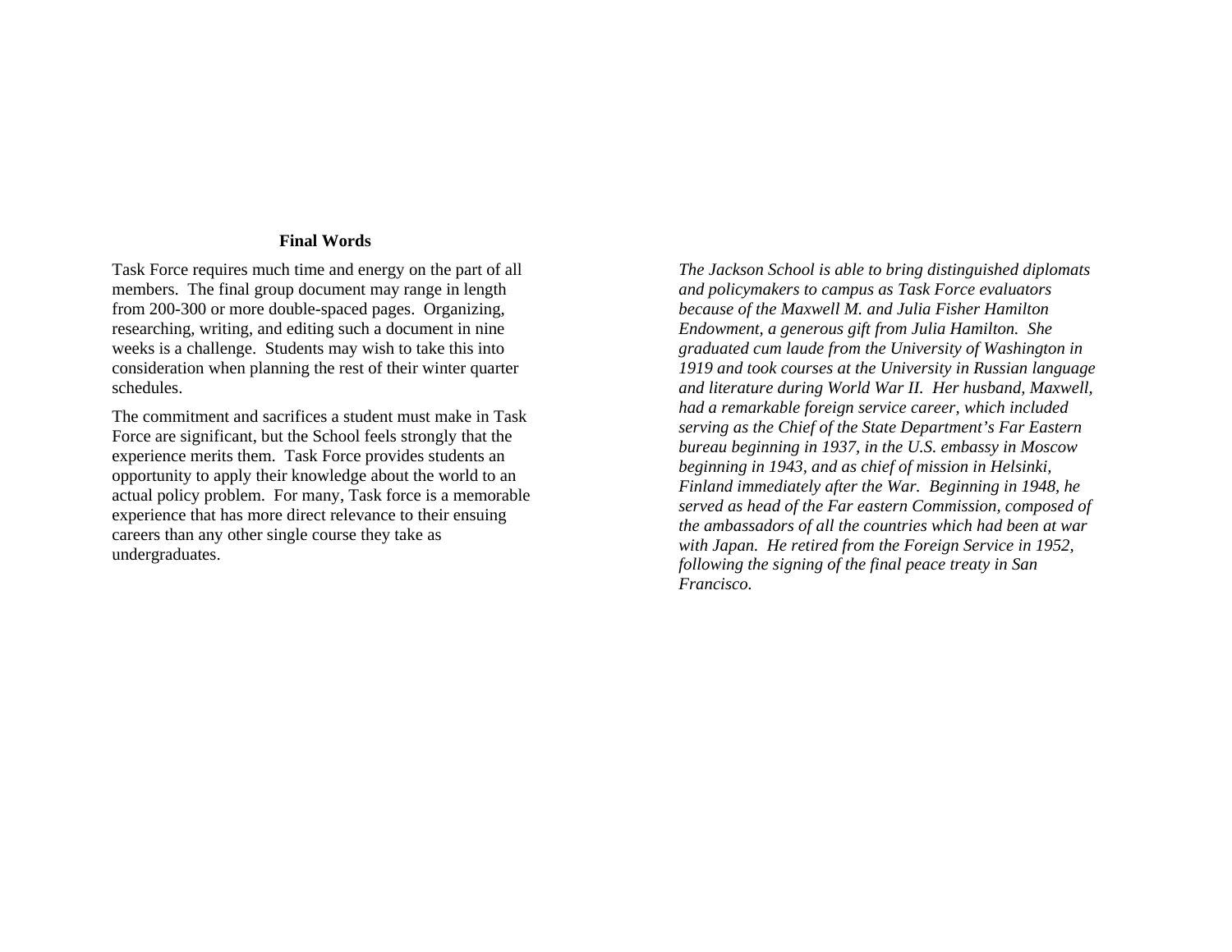## Final Words

Task Force requires much time and energy on the part of all members. The final group document may range in length from 200-300 or more double-spaced pages. Organizing, researching, writing, and editing such a document in nine weeks is a challenge. Students may wish to take this into consideration when planning the rest of their winter quarter schedules.

The commitment and sacrifices a student must make in Task Force are significant, but the School feels strongly that the experience merits them. Task Force provides students an opportunity to apply their knowledge about the world to an actual policy problem. For many, Task force is a memorable experience that has more direct relevance to their ensuing careers than any other single course they take as undergraduates.

*The Jackson School is able to bring distinguished diplomats and policymakers to campus as Task Force evaluators because of the Maxwell M. and Julia Fisher Hamilton Endowment, a generous gift from Julia Hamilton. She graduated cum laude from the University of Washington in 1919 and took courses at the University in Russian language and literature during World War II. Her husband, Maxwell, had a remarkable foreign service career, which included serving as the Chief of the State Department's Far Eastern bureau beginning in 1937, in the U.S. embassy in Moscow beginning in 1943, and as chief of mission in Helsinki, Finland immediately after the War. Beginning in 1948, he served as head of the Far eastern Commission, composed of the ambassadors of all the countries which had been at war with Japan. He retired from the Foreign Service in 1952, following the signing of the final peace treaty in San Francisco.*